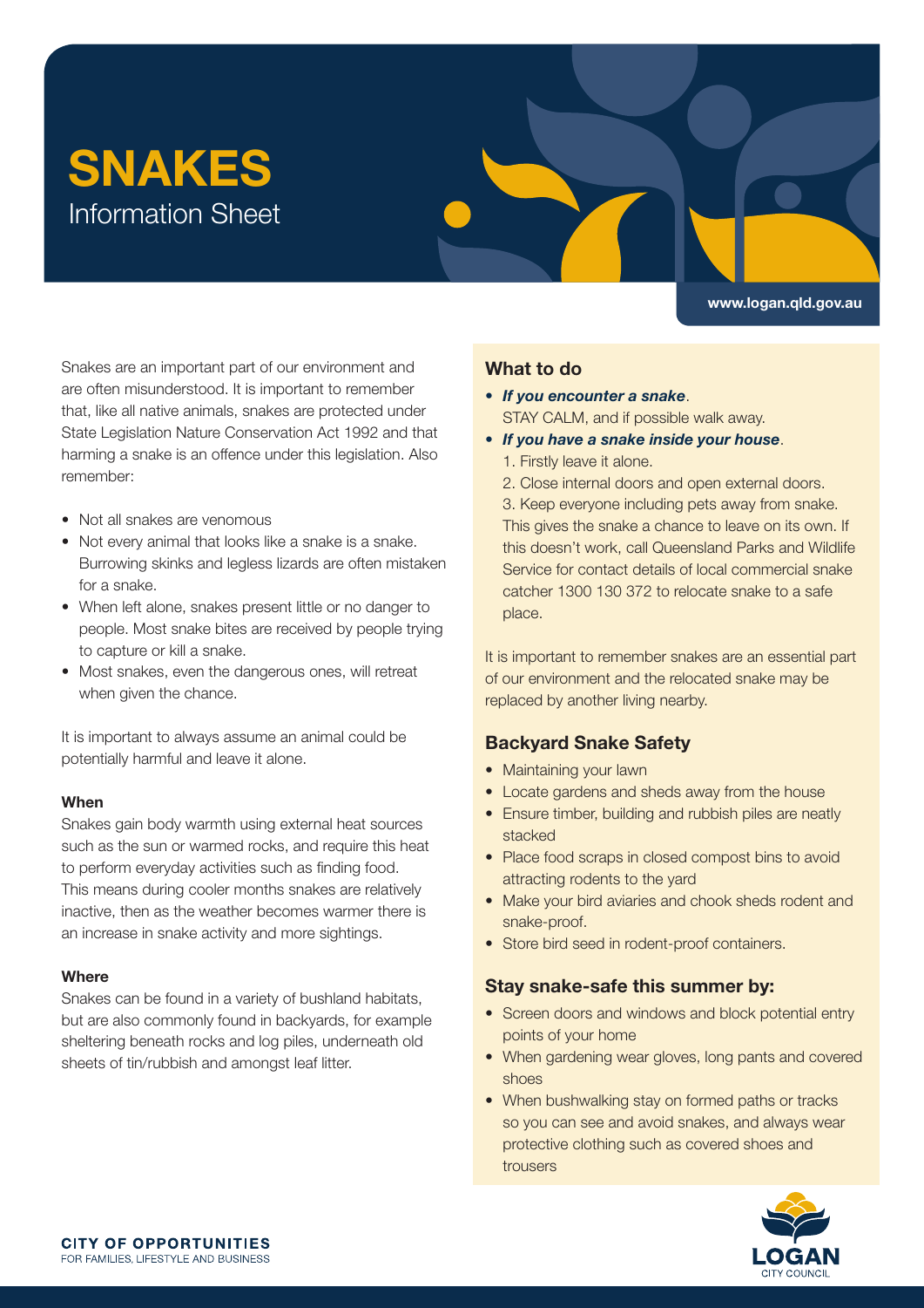# SNAKES

## Information Sheet

www.logan.qld.gov.au

Snakes are an important part of our environment and are often misunderstood. It is important to remember that, like all native animals, snakes are protected under State Legislation Nature Conservation Act 1992 and that harming a snake is an offence under this legislation. Also remember:

- Not all snakes are venomous
- Not every animal that looks like a snake is a snake. Burrowing skinks and legless lizards are often mistaken for a snake.
- When left alone, snakes present little or no danger to people. Most snake bites are received by people trying to capture or kill a snake.
- Most snakes, even the dangerous ones, will retreat when given the chance.

It is important to always assume an animal could be potentially harmful and leave it alone.

### When

Snakes gain body warmth using external heat sources such as the sun or warmed rocks, and require this heat to perform everyday activities such as finding food. This means during cooler months snakes are relatively inactive, then as the weather becomes warmer there is an increase in snake activity and more sightings.

### Where

Snakes can be found in a variety of bushland habitats, but are also commonly found in backyards, for example sheltering beneath rocks and log piles, underneath old sheets of tin/rubbish and amongst leaf litter.

### What to do

- ***If you encounter a snake***.
  STAY CALM, and if possible walk away.
- ***If you have a snake inside your house***.
  1. Firstly leave it alone.
  2. Close internal doors and open external doors.
  3. Keep everyone including pets away from snake.

  This gives the snake a chance to leave on its own. If this doesn't work, call Queensland Parks and Wildlife Service for contact details of local commercial snake catcher 1300 130 372 to relocate snake to a safe place.

It is important to remember snakes are an essential part of our environment and the relocated snake may be replaced by another living nearby.

### Backyard Snake Safety

- Maintaining your lawn
- Locate gardens and sheds away from the house
- Ensure timber, building and rubbish piles are neatly stacked
- Place food scraps in closed compost bins to avoid attracting rodents to the yard
- Make your bird aviaries and chook sheds rodent and snake-proof.
- Store bird seed in rodent-proof containers.

### Stay snake-safe this summer by:

- Screen doors and windows and block potential entry points of your home
- When gardening wear gloves, long pants and covered shoes
- When bushwalking stay on formed paths or tracks so you can see and avoid snakes, and always wear protective clothing such as covered shoes and trousers

CITY OF OPPORTUNITIES
FOR FAMILIES, LIFESTYLE AND BUSINESS

LOGAN CITY COUNCIL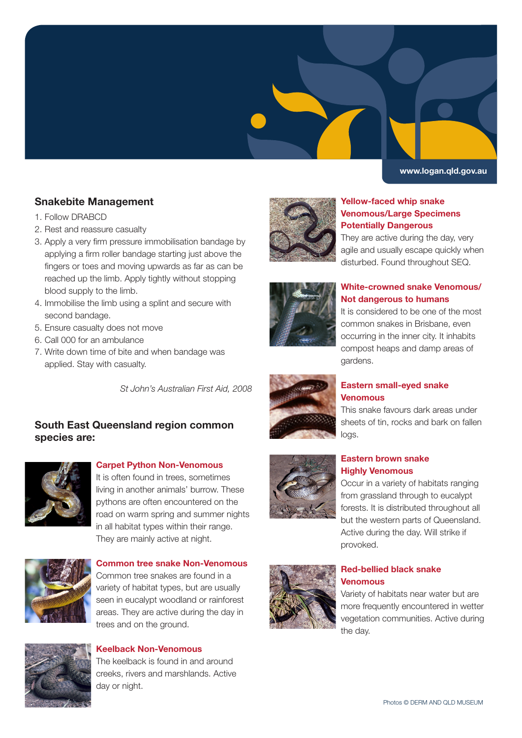www.logan.qld.gov.au

## Snakebite Management

1. Follow DRABCD
2. Rest and reassure casualty
3. Apply a very firm pressure immobilisation bandage by applying a firm roller bandage starting just above the fingers or toes and moving upwards as far as can be reached up the limb. Apply tightly without stopping blood supply to the limb.
4. Immobilise the limb using a splint and secure with second bandage.
5. Ensure casualty does not move
6. Call 000 for an ambulance
7. Write down time of bite and when bandage was applied. Stay with casualty.

*St John's Australian First Aid, 2008*

## South East Queensland region common species are:

**Carpet Python Non-Venomous**
It is often found in trees, sometimes living in another animals' burrow. These pythons are often encountered on the road on warm spring and summer nights in all habitat types within their range. They are mainly active at night.

**Common tree snake Non-Venomous**
Common tree snakes are found in a variety of habitat types, but are usually seen in eucalypt woodland or rainforest areas. They are active during the day in trees and on the ground.

**Keelback Non-Venomous**
The keelback is found in and around creeks, rivers and marshlands. Active day or night.

**Yellow-faced whip snake Venomous/Large Specimens Potentially Dangerous**
They are active during the day, very agile and usually escape quickly when disturbed. Found throughout SEQ.

**White-crowned snake Venomous/ Not dangerous to humans**
It is considered to be one of the most common snakes in Brisbane, even occurring in the inner city. It inhabits compost heaps and damp areas of gardens.

**Eastern small-eyed snake Venomous**
This snake favours dark areas under sheets of tin, rocks and bark on fallen logs.

**Eastern brown snake Highly Venomous**
Occur in a variety of habitats ranging from grassland through to eucalypt forests. It is distributed throughout all but the western parts of Queensland. Active during the day. Will strike if provoked.

**Red-bellied black snake Venomous**
Variety of habitats near water but are more frequently encountered in wetter vegetation communities. Active during the day.

Photos © DERM AND QLD MUSEUM